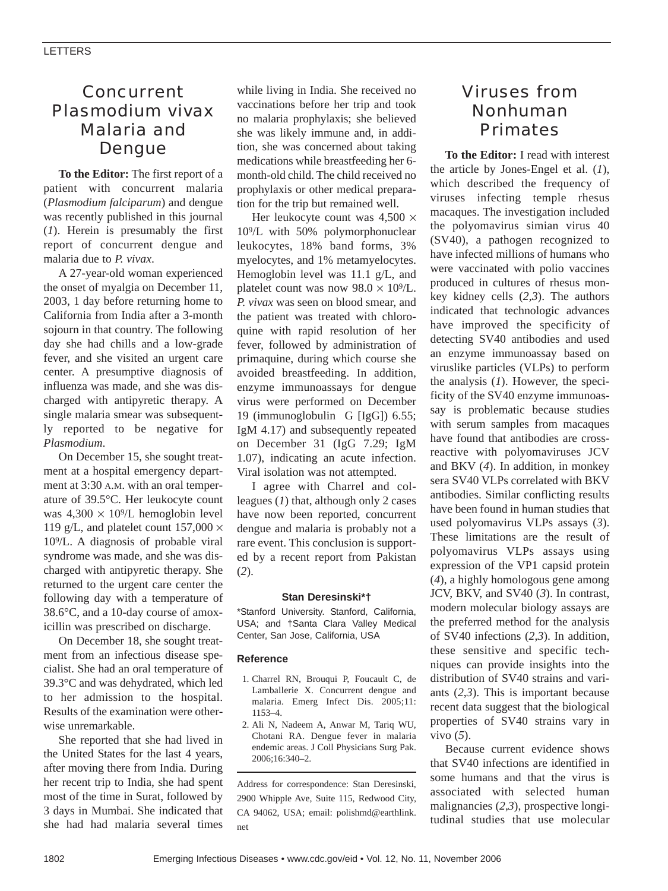# Concurrent Plasmodium vivax Malaria and Dengue

**To the Editor:** The first report of a patient with concurrent malaria (*Plasmodium falciparum*) and dengue was recently published in this journal (*1*). Herein is presumably the first report of concurrent dengue and malaria due to *P. vivax*.

A 27-year-old woman experienced the onset of myalgia on December 11, 2003, 1 day before returning home to California from India after a 3-month sojourn in that country. The following day she had chills and a low-grade fever, and she visited an urgent care center. A presumptive diagnosis of influenza was made, and she was discharged with antipyretic therapy. A single malaria smear was subsequently reported to be negative for *Plasmodium*.

On December 15, she sought treatment at a hospital emergency department at 3:30 A.M. with an oral temperature of 39.5°C. Her leukocyte count was $4{,}300 \times 10^9$/L hemoglobin level 119 g/L, and platelet count $157{,}000 \times 10^9$/L. A diagnosis of probable viral syndrome was made, and she was discharged with antipyretic therapy. She returned to the urgent care center the following day with a temperature of 38.6°C, and a 10-day course of amoxicillin was prescribed on discharge.

On December 18, she sought treatment from an infectious disease specialist. She had an oral temperature of 39.3°C and was dehydrated, which led to her admission to the hospital. Results of the examination were otherwise unremarkable.

She reported that she had lived in the United States for the last 4 years, after moving there from India. During her recent trip to India, she had spent most of the time in Surat, followed by 3 days in Mumbai. She indicated that she had had malaria several times while living in India. She received no vaccinations before her trip and took no malaria prophylaxis; she believed she was likely immune and, in addition, she was concerned about taking medications while breastfeeding her 6-month-old child. The child received no prophylaxis or other medical preparation for the trip but remained well.

Her leukocyte count was $4{,}500 \times 10^9$/L with 50% polymorphonuclear leukocytes, 18% band forms, 3% myelocytes, and 1% metamyelocytes. Hemoglobin level was 11.1 g/L, and platelet count was now $98.0 \times 10^9$/L. *P. vivax* was seen on blood smear, and the patient was treated with chloroquine with rapid resolution of her fever, followed by administration of primaquine, during which course she avoided breastfeeding. In addition, enzyme immunoassays for dengue virus were performed on December 19 (immunoglobulin G [IgG]) 6.55; IgM 4.17) and subsequently repeated on December 31 (IgG 7.29; IgM 1.07), indicating an acute infection. Viral isolation was not attempted.

I agree with Charrel and colleagues (*1*) that, although only 2 cases have now been reported, concurrent dengue and malaria is probably not a rare event. This conclusion is supported by a recent report from Pakistan (*2*).

**Stan Deresinski*†**

*Stanford University. Stanford, California, USA; and †Santa Clara Valley Medical Center, San Jose, California, USA

### Reference

1. Charrel RN, Brouqui P, Foucault C, de Lamballerie X. Concurrent dengue and malaria. Emerg Infect Dis. 2005;11:1153–4.
2. Ali N, Nadeem A, Anwar M, Tariq WU, Chotani RA. Dengue fever in malaria endemic areas. J Coll Physicians Surg Pak. 2006;16:340–2.

Address for correspondence: Stan Deresinski, 2900 Whipple Ave, Suite 115, Redwood City, CA 94062, USA; email: polishmd@earthlink.net

# Viruses from Nonhuman Primates

**To the Editor:** I read with interest the article by Jones-Engel et al. (*1*), which described the frequency of viruses infecting temple rhesus macaques. The investigation included the polyomavirus simian virus 40 (SV40), a pathogen recognized to have infected millions of humans who were vaccinated with polio vaccines produced in cultures of rhesus monkey kidney cells (*2*,*3*). The authors indicated that technologic advances have improved the specificity of detecting SV40 antibodies and used an enzyme immunoassay based on viruslike particles (VLPs) to perform the analysis (*1*). However, the specificity of the SV40 enzyme immunoassay is problematic because studies with serum samples from macaques have found that antibodies are cross-reactive with polyomaviruses JCV and BKV (*4*). In addition, in monkey sera SV40 VLPs correlated with BKV antibodies. Similar conflicting results have been found in human studies that used polyomavirus VLPs assays (*3*). These limitations are the result of polyomavirus VLPs assays using expression of the VP1 capsid protein (*4*), a highly homologous gene among JCV, BKV, and SV40 (*3*). In contrast, modern molecular biology assays are the preferred method for the analysis of SV40 infections (*2*,*3*). In addition, these sensitive and specific techniques can provide insights into the distribution of SV40 strains and variants (*2*,*3*). This is important because recent data suggest that the biological properties of SV40 strains vary in vivo (*5*).

Because current evidence shows that SV40 infections are identified in some humans and that the virus is associated with selected human malignancies (*2*,*3*), prospective longitudinal studies that use molecular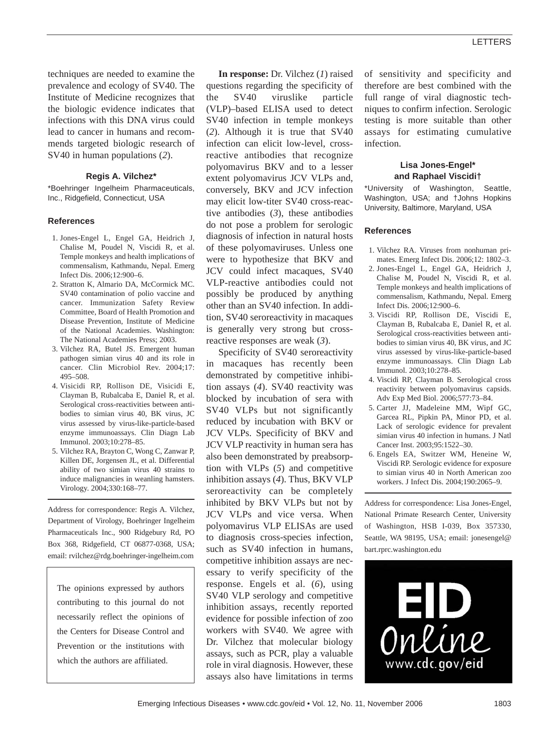techniques are needed to examine the prevalence and ecology of SV40. The Institute of Medicine recognizes that the biologic evidence indicates that infections with this DNA virus could lead to cancer in humans and recommends targeted biologic research of SV40 in human populations (*2*).

**Regis A. Vilchez***

*Boehringer Ingelheim Pharmaceuticals, Inc., Ridgefield, Connecticut, USA

### References

1. Jones-Engel L, Engel GA, Heidrich J, Chalise M, Poudel N, Viscidi R, et al. Temple monkeys and health implications of commensalism, Kathmandu, Nepal. Emerg Infect Dis. 2006;12:900–6.
2. Stratton K, Almario DA, McCormick MC. SV40 contamination of polio vaccine and cancer. Immunization Safety Review Committee, Board of Health Promotion and Disease Prevention, Institute of Medicine of the National Academies. Washington: The National Academies Press; 2003.
3. Vilchez RA, Butel JS. Emergent human pathogen simian virus 40 and its role in cancer. Clin Microbiol Rev. 2004;17:495–508.
4. Visicidi RP, Rollison DE, Visicidi E, Clayman B, Rubalcaba E, Daniel R, et al. Serological cross-reactivities between antibodies to simian virus 40, BK virus, JC virus assessed by virus-like-particle-based enzyme immunoassays. Clin Diagn Lab Immunol. 2003;10:278–85.
5. Vilchez RA, Brayton C, Wong C, Zanwar P, Killen DE, Jorgensen JL, et al. Differential ability of two simian virus 40 strains to induce malignancies in weanling hamsters. Virology. 2004;330:168–77.

Address for correspondence: Regis A. Vilchez, Department of Virology, Boehringer Ingelheim Pharmaceuticals Inc., 900 Ridgebury Rd, PO Box 368, Ridgefield, CT 06877-0368, USA; email: rvilchez@rdg.boehringer-ingelheim.com

The opinions expressed by authors contributing to this journal do not necessarily reflect the opinions of the Centers for Disease Control and Prevention or the institutions with which the authors are affiliated.

**In response:** Dr. Vilchez (*1*) raised questions regarding the specificity of the SV40 viruslike particle (VLP)–based ELISA used to detect SV40 infection in temple monkeys (*2*). Although it is true that SV40 infection can elicit low-level, cross-reactive antibodies that recognize polyomavirus BKV and to a lesser extent polyomavirus JCV VLPs and, conversely, BKV and JCV infection may elicit low-titer SV40 cross-reactive antibodies (*3*), these antibodies do not pose a problem for serologic diagnosis of infection in natural hosts of these polyomaviruses. Unless one were to hypothesize that BKV and JCV could infect macaques, SV40 VLP-reactive antibodies could not possibly be produced by anything other than an SV40 infection. In addition, SV40 seroreactivity in macaques is generally very strong but cross-reactive responses are weak (*3*).

Specificity of SV40 seroreactivity in macaques has recently been demonstrated by competitive inhibition assays (*4*). SV40 reactivity was blocked by incubation of sera with SV40 VLPs but not significantly reduced by incubation with BKV or JCV VLPs. Specificity of BKV and JCV VLP reactivity in human sera has also been demonstrated by preabsorption with VLPs (*5*) and competitive inhibition assays (*4*). Thus, BKV VLP seroreactivity can be completely inhibited by BKV VLPs but not by JCV VLPs and vice versa. When polyomavirus VLP ELISAs are used to diagnosis cross-species infection, such as SV40 infection in humans, competitive inhibition assays are necessary to verify specificity of the response. Engels et al. (*6*), using SV40 VLP serology and competitive inhibition assays, recently reported evidence for possible infection of zoo workers with SV40. We agree with Dr. Vilchez that molecular biology assays, such as PCR, play a valuable role in viral diagnosis. However, these assays also have limitations in terms of sensitivity and specificity and therefore are best combined with the full range of viral diagnostic techniques to confirm infection. Serologic testing is more suitable than other assays for estimating cumulative infection.

**Lisa Jones-Engel* and Raphael Viscidi†**

*University of Washington, Seattle, Washington, USA; and †Johns Hopkins University, Baltimore, Maryland, USA

### References

1. Vilchez RA. Viruses from nonhuman primates. Emerg Infect Dis. 2006;12: 1802–3.
2. Jones-Engel L, Engel GA, Heidrich J, Chalise M, Poudel N, Viscidi R, et al. Temple monkeys and health implications of commensalism, Kathmandu, Nepal. Emerg Infect Dis. 2006;12:900–6.
3. Viscidi RP, Rollison DE, Viscidi E, Clayman B, Rubalcaba E, Daniel R, et al. Serological cross-reactivities between antibodies to simian virus 40, BK virus, and JC virus assessed by virus-like-particle-based enzyme immunoassays. Clin Diagn Lab Immunol. 2003;10:278–85.
4. Viscidi RP, Clayman B. Serological cross reactivity between polyomavirus capsids. Adv Exp Med Biol. 2006;577:73–84.
5. Carter JJ, Madeleine MM, Wipf GC, Garcea RL, Pipkin PA, Minor PD, et al. Lack of serologic evidence for prevalent simian virus 40 infection in humans. J Natl Cancer Inst. 2003;95:1522–30.
6. Engels EA, Switzer WM, Heneine W, Viscidi RP. Serologic evidence for exposure to simian virus 40 in North American zoo workers. J Infect Dis. 2004;190:2065–9.

Address for correspondence: Lisa Jones-Engel, National Primate Research Center, University of Washington, HSB I-039, Box 357330, Seattle, WA 98195, USA; email: jonesengel@bart.rprc.washington.edu

EID Online
www.cdc.gov/eid